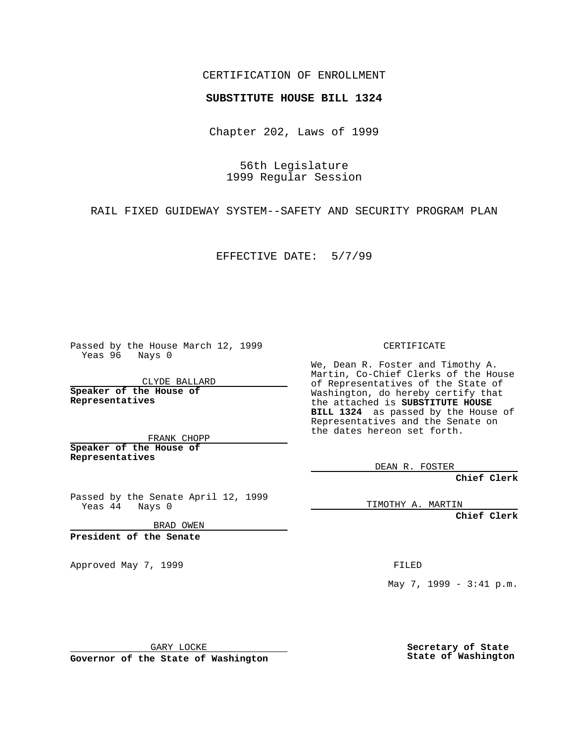CERTIFICATION OF ENROLLMENT

**SUBSTITUTE HOUSE BILL 1324**

Chapter 202, Laws of 1999

56th Legislature
1999 Regular Session

RAIL FIXED GUIDEWAY SYSTEM--SAFETY AND SECURITY PROGRAM PLAN

EFFECTIVE DATE: 5/7/99

Passed by the House March 12, 1999
Yeas 96 Nays 0

CLYDE BALLARD
**Speaker of the House of Representatives**

FRANK CHOPP
**Speaker of the House of Representatives**

Passed by the Senate April 12, 1999
Yeas 44 Nays 0

BRAD OWEN
**President of the Senate**

Approved May 7, 1999

GARY LOCKE
**Governor of the State of Washington**

CERTIFICATE

We, Dean R. Foster and Timothy A. Martin, Co-Chief Clerks of the House of Representatives of the State of Washington, do hereby certify that the attached is **SUBSTITUTE HOUSE BILL 1324** as passed by the House of Representatives and the Senate on the dates hereon set forth.

DEAN R. FOSTER
**Chief Clerk**

TIMOTHY A. MARTIN
**Chief Clerk**

FILED

May 7, 1999 - 3:41 p.m.

**Secretary of State**
**State of Washington**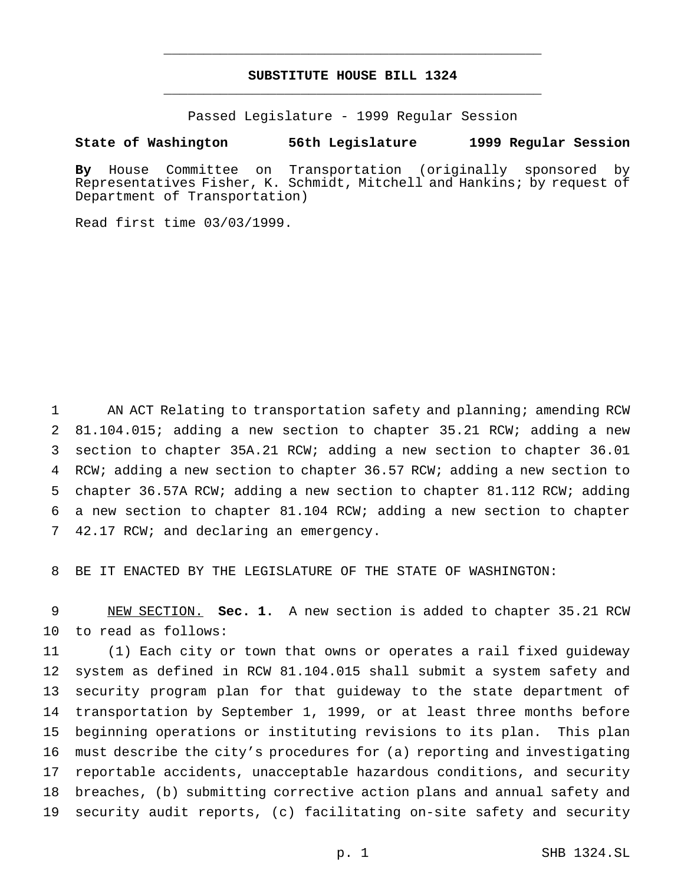# SUBSTITUTE HOUSE BILL 1324

Passed Legislature - 1999 Regular Session

**State of Washington 56th Legislature 1999 Regular Session**

**By** House Committee on Transportation (originally sponsored by Representatives Fisher, K. Schmidt, Mitchell and Hankins; by request of Department of Transportation)

Read first time 03/03/1999.

AN ACT Relating to transportation safety and planning; amending RCW 81.104.015; adding a new section to chapter 35.21 RCW; adding a new section to chapter 35A.21 RCW; adding a new section to chapter 36.01 RCW; adding a new section to chapter 36.57 RCW; adding a new section to chapter 36.57A RCW; adding a new section to chapter 81.112 RCW; adding a new section to chapter 81.104 RCW; adding a new section to chapter 42.17 RCW; and declaring an emergency.

BE IT ENACTED BY THE LEGISLATURE OF THE STATE OF WASHINGTON:

NEW SECTION. **Sec. 1.** A new section is added to chapter 35.21 RCW to read as follows:

(1) Each city or town that owns or operates a rail fixed guideway system as defined in RCW 81.104.015 shall submit a system safety and security program plan for that guideway to the state department of transportation by September 1, 1999, or at least three months before beginning operations or instituting revisions to its plan. This plan must describe the city's procedures for (a) reporting and investigating reportable accidents, unacceptable hazardous conditions, and security breaches, (b) submitting corrective action plans and annual safety and security audit reports, (c) facilitating on-site safety and security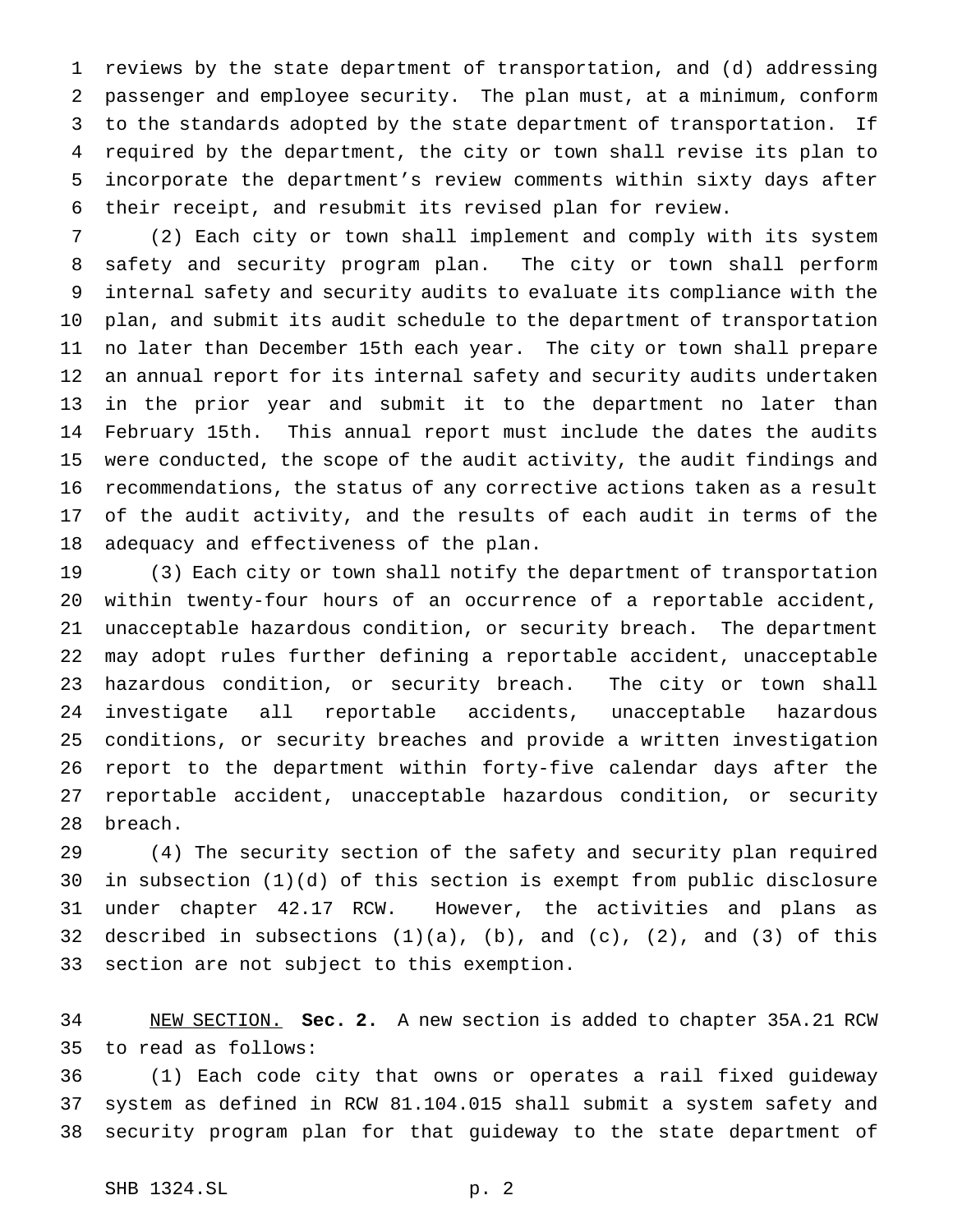reviews by the state department of transportation, and (d) addressing passenger and employee security. The plan must, at a minimum, conform to the standards adopted by the state department of transportation. If required by the department, the city or town shall revise its plan to incorporate the department's review comments within sixty days after their receipt, and resubmit its revised plan for review.

(2) Each city or town shall implement and comply with its system safety and security program plan. The city or town shall perform internal safety and security audits to evaluate its compliance with the plan, and submit its audit schedule to the department of transportation no later than December 15th each year. The city or town shall prepare an annual report for its internal safety and security audits undertaken in the prior year and submit it to the department no later than February 15th. This annual report must include the dates the audits were conducted, the scope of the audit activity, the audit findings and recommendations, the status of any corrective actions taken as a result of the audit activity, and the results of each audit in terms of the adequacy and effectiveness of the plan.

(3) Each city or town shall notify the department of transportation within twenty-four hours of an occurrence of a reportable accident, unacceptable hazardous condition, or security breach. The department may adopt rules further defining a reportable accident, unacceptable hazardous condition, or security breach. The city or town shall investigate all reportable accidents, unacceptable hazardous conditions, or security breaches and provide a written investigation report to the department within forty-five calendar days after the reportable accident, unacceptable hazardous condition, or security breach.

(4) The security section of the safety and security plan required in subsection (1)(d) of this section is exempt from public disclosure under chapter 42.17 RCW. However, the activities and plans as described in subsections (1)(a), (b), and (c), (2), and (3) of this section are not subject to this exemption.

NEW SECTION. **Sec. 2.** A new section is added to chapter 35A.21 RCW to read as follows:

(1) Each code city that owns or operates a rail fixed guideway system as defined in RCW 81.104.015 shall submit a system safety and security program plan for that guideway to the state department of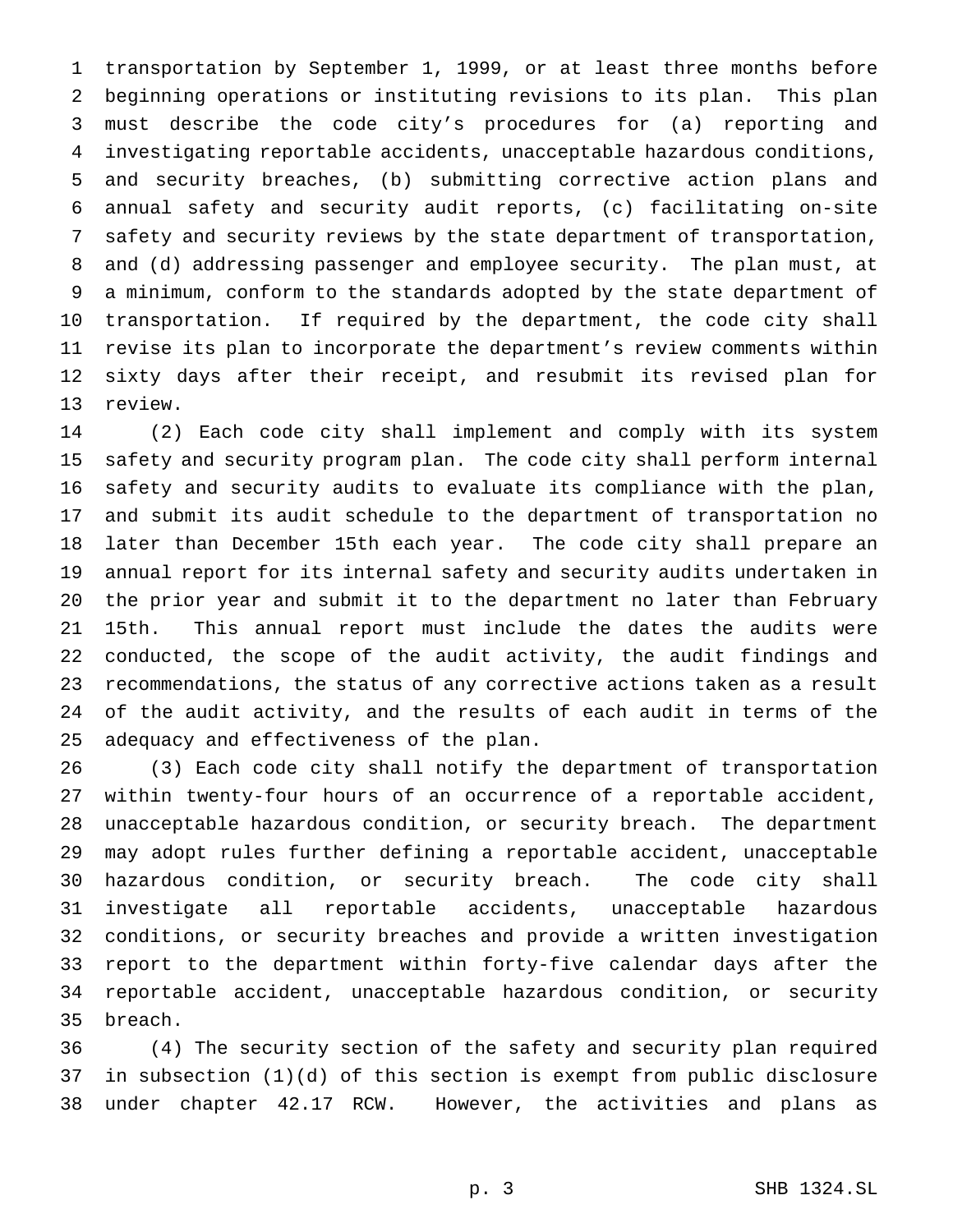transportation by September 1, 1999, or at least three months before beginning operations or instituting revisions to its plan. This plan must describe the code city's procedures for (a) reporting and investigating reportable accidents, unacceptable hazardous conditions, and security breaches, (b) submitting corrective action plans and annual safety and security audit reports, (c) facilitating on-site safety and security reviews by the state department of transportation, and (d) addressing passenger and employee security. The plan must, at a minimum, conform to the standards adopted by the state department of transportation. If required by the department, the code city shall revise its plan to incorporate the department's review comments within sixty days after their receipt, and resubmit its revised plan for review.

(2) Each code city shall implement and comply with its system safety and security program plan. The code city shall perform internal safety and security audits to evaluate its compliance with the plan, and submit its audit schedule to the department of transportation no later than December 15th each year. The code city shall prepare an annual report for its internal safety and security audits undertaken in the prior year and submit it to the department no later than February 15th. This annual report must include the dates the audits were conducted, the scope of the audit activity, the audit findings and recommendations, the status of any corrective actions taken as a result of the audit activity, and the results of each audit in terms of the adequacy and effectiveness of the plan.

(3) Each code city shall notify the department of transportation within twenty-four hours of an occurrence of a reportable accident, unacceptable hazardous condition, or security breach. The department may adopt rules further defining a reportable accident, unacceptable hazardous condition, or security breach. The code city shall investigate all reportable accidents, unacceptable hazardous conditions, or security breaches and provide a written investigation report to the department within forty-five calendar days after the reportable accident, unacceptable hazardous condition, or security breach.

(4) The security section of the safety and security plan required in subsection (1)(d) of this section is exempt from public disclosure under chapter 42.17 RCW. However, the activities and plans as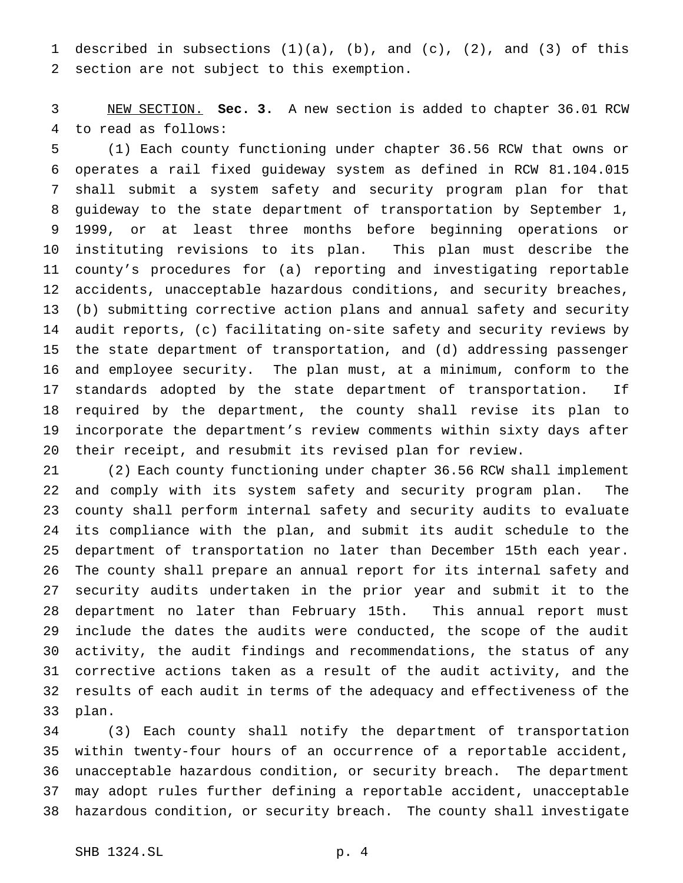described in subsections (1)(a), (b), and (c), (2), and (3) of this section are not subject to this exemption.

NEW SECTION. **Sec. 3.** A new section is added to chapter 36.01 RCW to read as follows:

(1) Each county functioning under chapter 36.56 RCW that owns or operates a rail fixed guideway system as defined in RCW 81.104.015 shall submit a system safety and security program plan for that guideway to the state department of transportation by September 1, 1999, or at least three months before beginning operations or instituting revisions to its plan. This plan must describe the county's procedures for (a) reporting and investigating reportable accidents, unacceptable hazardous conditions, and security breaches, (b) submitting corrective action plans and annual safety and security audit reports, (c) facilitating on-site safety and security reviews by the state department of transportation, and (d) addressing passenger and employee security. The plan must, at a minimum, conform to the standards adopted by the state department of transportation. If required by the department, the county shall revise its plan to incorporate the department's review comments within sixty days after their receipt, and resubmit its revised plan for review.

(2) Each county functioning under chapter 36.56 RCW shall implement and comply with its system safety and security program plan. The county shall perform internal safety and security audits to evaluate its compliance with the plan, and submit its audit schedule to the department of transportation no later than December 15th each year. The county shall prepare an annual report for its internal safety and security audits undertaken in the prior year and submit it to the department no later than February 15th. This annual report must include the dates the audits were conducted, the scope of the audit activity, the audit findings and recommendations, the status of any corrective actions taken as a result of the audit activity, and the results of each audit in terms of the adequacy and effectiveness of the plan.

(3) Each county shall notify the department of transportation within twenty-four hours of an occurrence of a reportable accident, unacceptable hazardous condition, or security breach. The department may adopt rules further defining a reportable accident, unacceptable hazardous condition, or security breach. The county shall investigate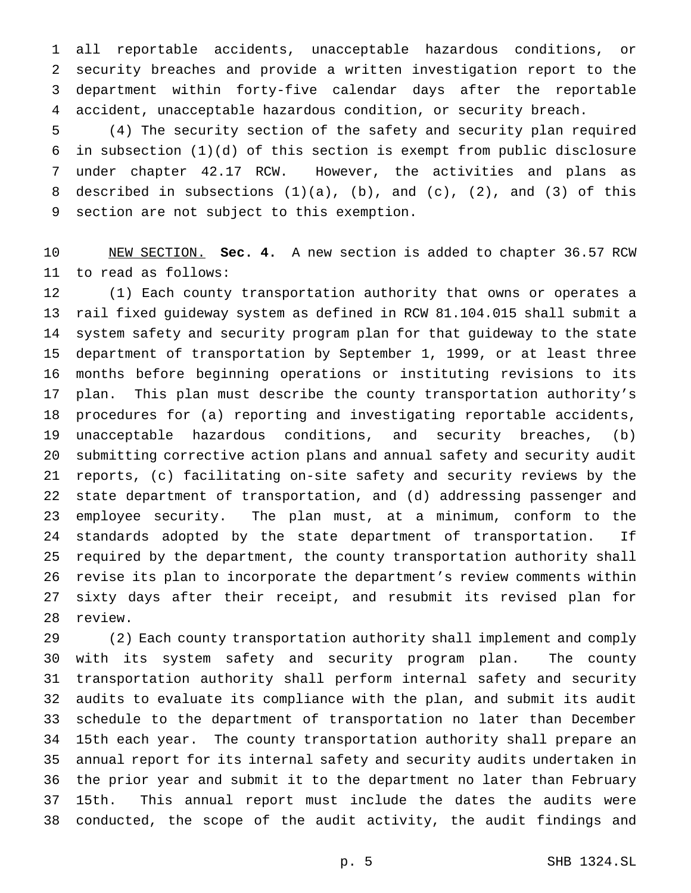all reportable accidents, unacceptable hazardous conditions, or security breaches and provide a written investigation report to the department within forty-five calendar days after the reportable accident, unacceptable hazardous condition, or security breach.

(4) The security section of the safety and security plan required in subsection (1)(d) of this section is exempt from public disclosure under chapter 42.17 RCW. However, the activities and plans as described in subsections (1)(a), (b), and (c), (2), and (3) of this section are not subject to this exemption.

NEW SECTION. **Sec. 4.** A new section is added to chapter 36.57 RCW to read as follows:

(1) Each county transportation authority that owns or operates a rail fixed guideway system as defined in RCW 81.104.015 shall submit a system safety and security program plan for that guideway to the state department of transportation by September 1, 1999, or at least three months before beginning operations or instituting revisions to its plan. This plan must describe the county transportation authority's procedures for (a) reporting and investigating reportable accidents, unacceptable hazardous conditions, and security breaches, (b) submitting corrective action plans and annual safety and security audit reports, (c) facilitating on-site safety and security reviews by the state department of transportation, and (d) addressing passenger and employee security. The plan must, at a minimum, conform to the standards adopted by the state department of transportation. If required by the department, the county transportation authority shall revise its plan to incorporate the department's review comments within sixty days after their receipt, and resubmit its revised plan for review.

(2) Each county transportation authority shall implement and comply with its system safety and security program plan. The county transportation authority shall perform internal safety and security audits to evaluate its compliance with the plan, and submit its audit schedule to the department of transportation no later than December 15th each year. The county transportation authority shall prepare an annual report for its internal safety and security audits undertaken in the prior year and submit it to the department no later than February 15th. This annual report must include the dates the audits were conducted, the scope of the audit activity, the audit findings and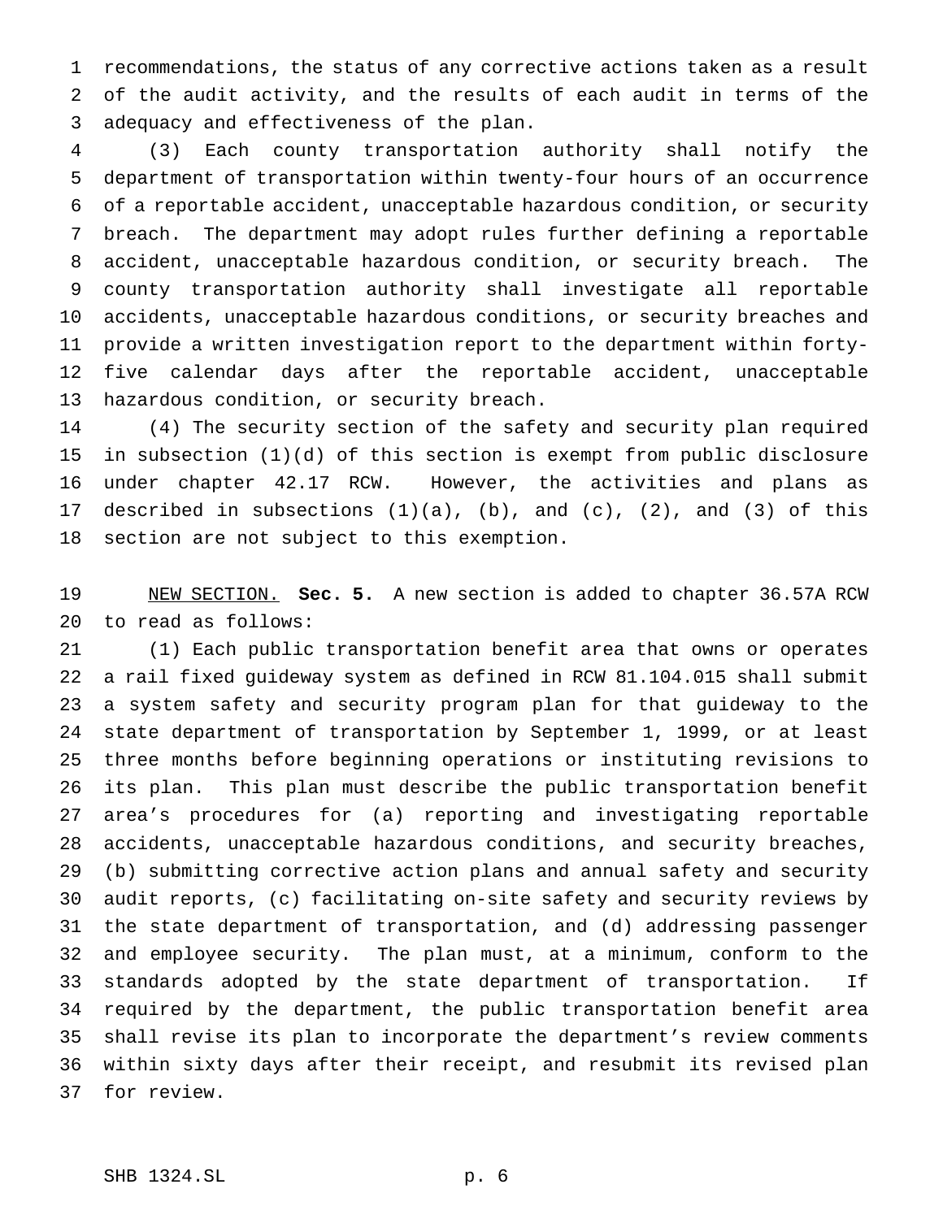recommendations, the status of any corrective actions taken as a result of the audit activity, and the results of each audit in terms of the adequacy and effectiveness of the plan.

(3) Each county transportation authority shall notify the department of transportation within twenty-four hours of an occurrence of a reportable accident, unacceptable hazardous condition, or security breach. The department may adopt rules further defining a reportable accident, unacceptable hazardous condition, or security breach. The county transportation authority shall investigate all reportable accidents, unacceptable hazardous conditions, or security breaches and provide a written investigation report to the department within forty-five calendar days after the reportable accident, unacceptable hazardous condition, or security breach.

(4) The security section of the safety and security plan required in subsection (1)(d) of this section is exempt from public disclosure under chapter 42.17 RCW. However, the activities and plans as described in subsections (1)(a), (b), and (c), (2), and (3) of this section are not subject to this exemption.

NEW SECTION. **Sec. 5.** A new section is added to chapter 36.57A RCW to read as follows:

(1) Each public transportation benefit area that owns or operates a rail fixed guideway system as defined in RCW 81.104.015 shall submit a system safety and security program plan for that guideway to the state department of transportation by September 1, 1999, or at least three months before beginning operations or instituting revisions to its plan. This plan must describe the public transportation benefit area's procedures for (a) reporting and investigating reportable accidents, unacceptable hazardous conditions, and security breaches, (b) submitting corrective action plans and annual safety and security audit reports, (c) facilitating on-site safety and security reviews by the state department of transportation, and (d) addressing passenger and employee security. The plan must, at a minimum, conform to the standards adopted by the state department of transportation. If required by the department, the public transportation benefit area shall revise its plan to incorporate the department's review comments within sixty days after their receipt, and resubmit its revised plan for review.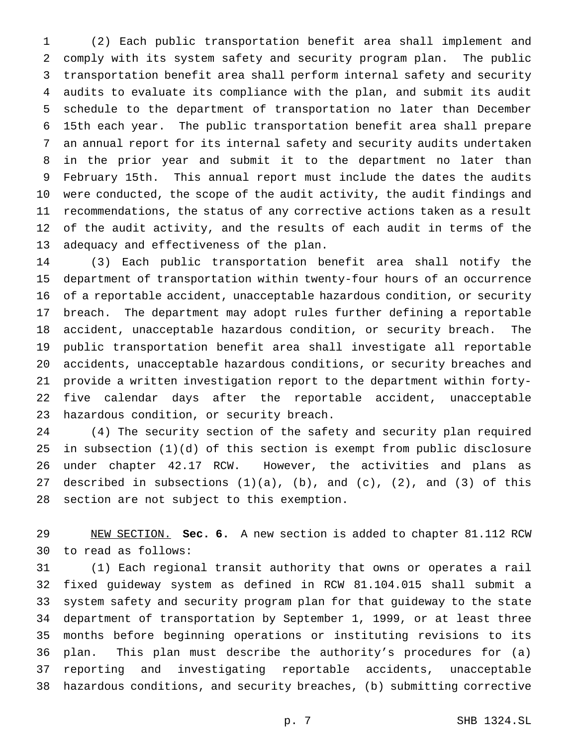(2) Each public transportation benefit area shall implement and comply with its system safety and security program plan. The public transportation benefit area shall perform internal safety and security audits to evaluate its compliance with the plan, and submit its audit schedule to the department of transportation no later than December 15th each year. The public transportation benefit area shall prepare an annual report for its internal safety and security audits undertaken in the prior year and submit it to the department no later than February 15th. This annual report must include the dates the audits were conducted, the scope of the audit activity, the audit findings and recommendations, the status of any corrective actions taken as a result of the audit activity, and the results of each audit in terms of the adequacy and effectiveness of the plan.

(3) Each public transportation benefit area shall notify the department of transportation within twenty-four hours of an occurrence of a reportable accident, unacceptable hazardous condition, or security breach. The department may adopt rules further defining a reportable accident, unacceptable hazardous condition, or security breach. The public transportation benefit area shall investigate all reportable accidents, unacceptable hazardous conditions, or security breaches and provide a written investigation report to the department within forty-five calendar days after the reportable accident, unacceptable hazardous condition, or security breach.

(4) The security section of the safety and security plan required in subsection (1)(d) of this section is exempt from public disclosure under chapter 42.17 RCW. However, the activities and plans as described in subsections (1)(a), (b), and (c), (2), and (3) of this section are not subject to this exemption.

NEW SECTION. **Sec. 6.** A new section is added to chapter 81.112 RCW to read as follows:

(1) Each regional transit authority that owns or operates a rail fixed guideway system as defined in RCW 81.104.015 shall submit a system safety and security program plan for that guideway to the state department of transportation by September 1, 1999, or at least three months before beginning operations or instituting revisions to its plan. This plan must describe the authority's procedures for (a) reporting and investigating reportable accidents, unacceptable hazardous conditions, and security breaches, (b) submitting corrective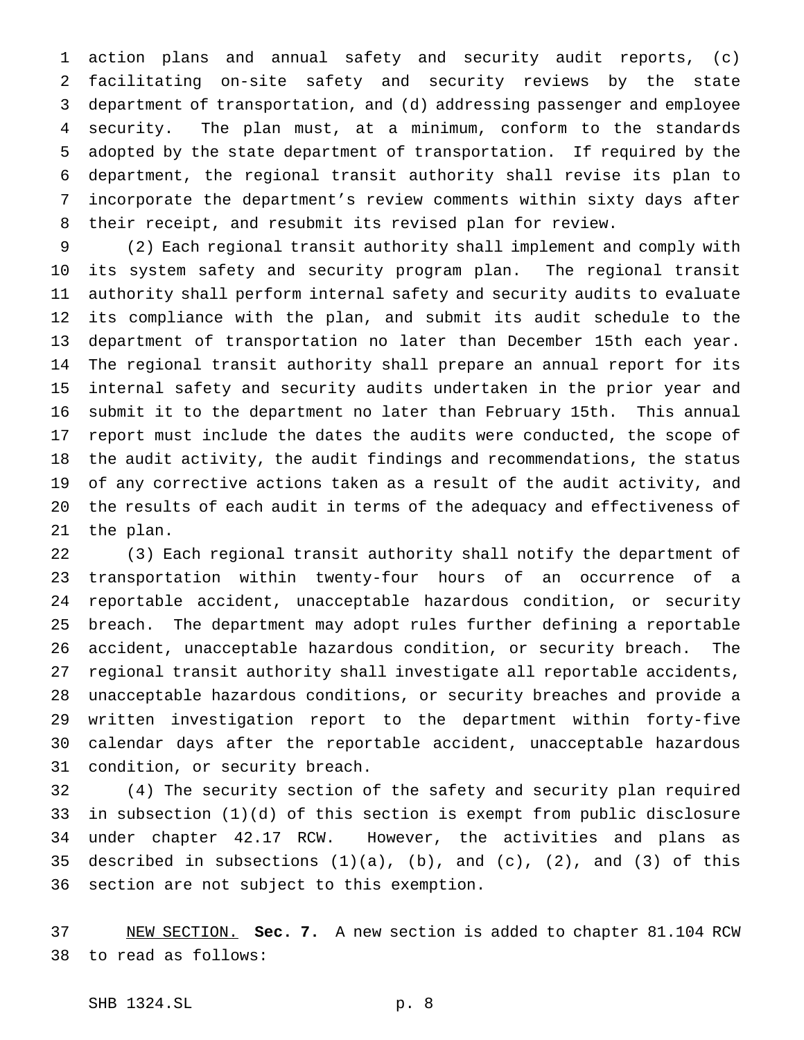action plans and annual safety and security audit reports, (c) facilitating on-site safety and security reviews by the state department of transportation, and (d) addressing passenger and employee security. The plan must, at a minimum, conform to the standards adopted by the state department of transportation. If required by the department, the regional transit authority shall revise its plan to incorporate the department's review comments within sixty days after their receipt, and resubmit its revised plan for review.

(2) Each regional transit authority shall implement and comply with its system safety and security program plan. The regional transit authority shall perform internal safety and security audits to evaluate its compliance with the plan, and submit its audit schedule to the department of transportation no later than December 15th each year. The regional transit authority shall prepare an annual report for its internal safety and security audits undertaken in the prior year and submit it to the department no later than February 15th. This annual report must include the dates the audits were conducted, the scope of the audit activity, the audit findings and recommendations, the status of any corrective actions taken as a result of the audit activity, and the results of each audit in terms of the adequacy and effectiveness of the plan.

(3) Each regional transit authority shall notify the department of transportation within twenty-four hours of an occurrence of a reportable accident, unacceptable hazardous condition, or security breach. The department may adopt rules further defining a reportable accident, unacceptable hazardous condition, or security breach. The regional transit authority shall investigate all reportable accidents, unacceptable hazardous conditions, or security breaches and provide a written investigation report to the department within forty-five calendar days after the reportable accident, unacceptable hazardous condition, or security breach.

(4) The security section of the safety and security plan required in subsection (1)(d) of this section is exempt from public disclosure under chapter 42.17 RCW. However, the activities and plans as described in subsections (1)(a), (b), and (c), (2), and (3) of this section are not subject to this exemption.

NEW SECTION. **Sec. 7.** A new section is added to chapter 81.104 RCW to read as follows: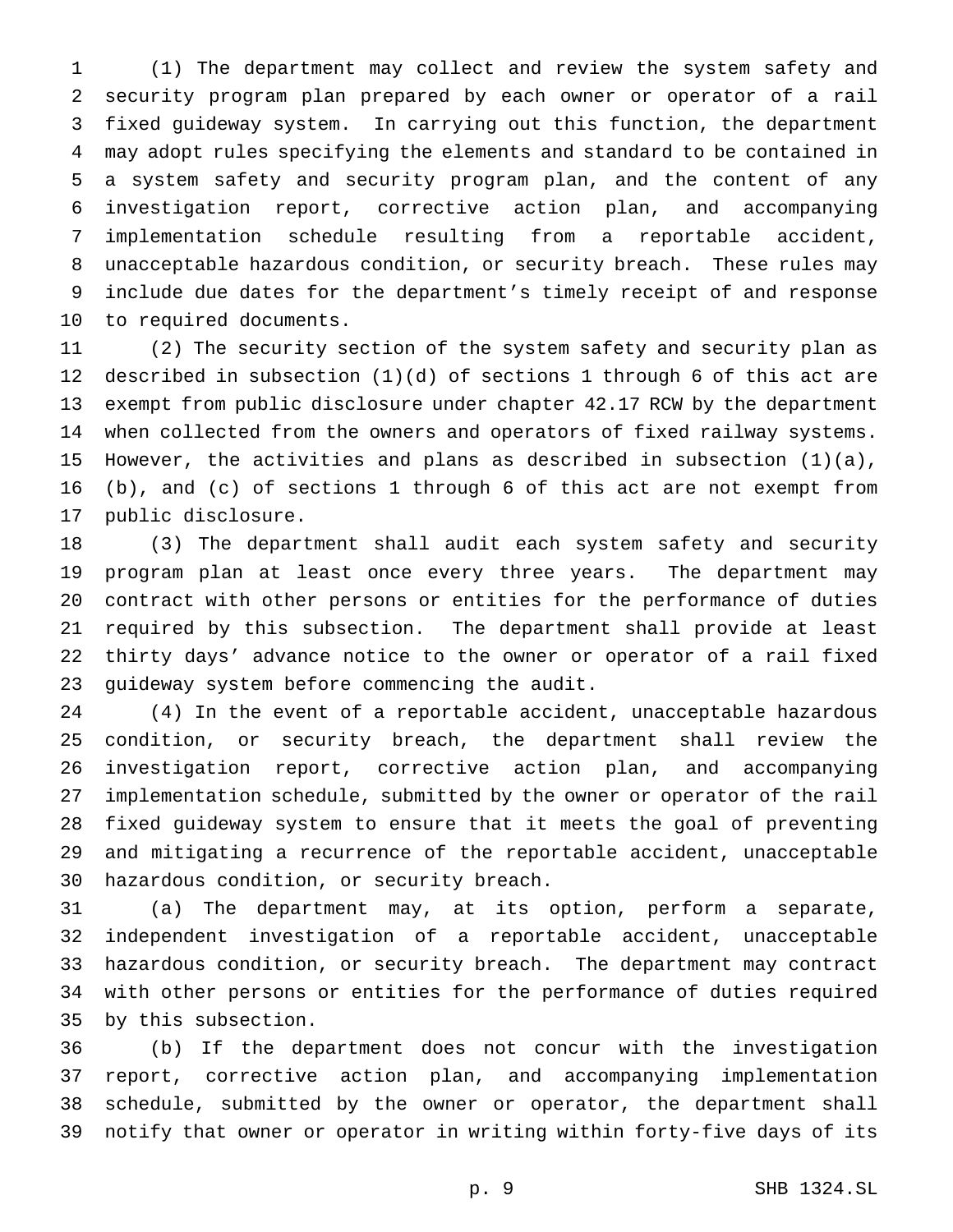(1) The department may collect and review the system safety and security program plan prepared by each owner or operator of a rail fixed guideway system. In carrying out this function, the department may adopt rules specifying the elements and standard to be contained in a system safety and security program plan, and the content of any investigation report, corrective action plan, and accompanying implementation schedule resulting from a reportable accident, unacceptable hazardous condition, or security breach. These rules may include due dates for the department's timely receipt of and response to required documents.

(2) The security section of the system safety and security plan as described in subsection (1)(d) of sections 1 through 6 of this act are exempt from public disclosure under chapter 42.17 RCW by the department when collected from the owners and operators of fixed railway systems. However, the activities and plans as described in subsection (1)(a), (b), and (c) of sections 1 through 6 of this act are not exempt from public disclosure.

(3) The department shall audit each system safety and security program plan at least once every three years. The department may contract with other persons or entities for the performance of duties required by this subsection. The department shall provide at least thirty days' advance notice to the owner or operator of a rail fixed guideway system before commencing the audit.

(4) In the event of a reportable accident, unacceptable hazardous condition, or security breach, the department shall review the investigation report, corrective action plan, and accompanying implementation schedule, submitted by the owner or operator of the rail fixed guideway system to ensure that it meets the goal of preventing and mitigating a recurrence of the reportable accident, unacceptable hazardous condition, or security breach.

(a) The department may, at its option, perform a separate, independent investigation of a reportable accident, unacceptable hazardous condition, or security breach. The department may contract with other persons or entities for the performance of duties required by this subsection.

(b) If the department does not concur with the investigation report, corrective action plan, and accompanying implementation schedule, submitted by the owner or operator, the department shall notify that owner or operator in writing within forty-five days of its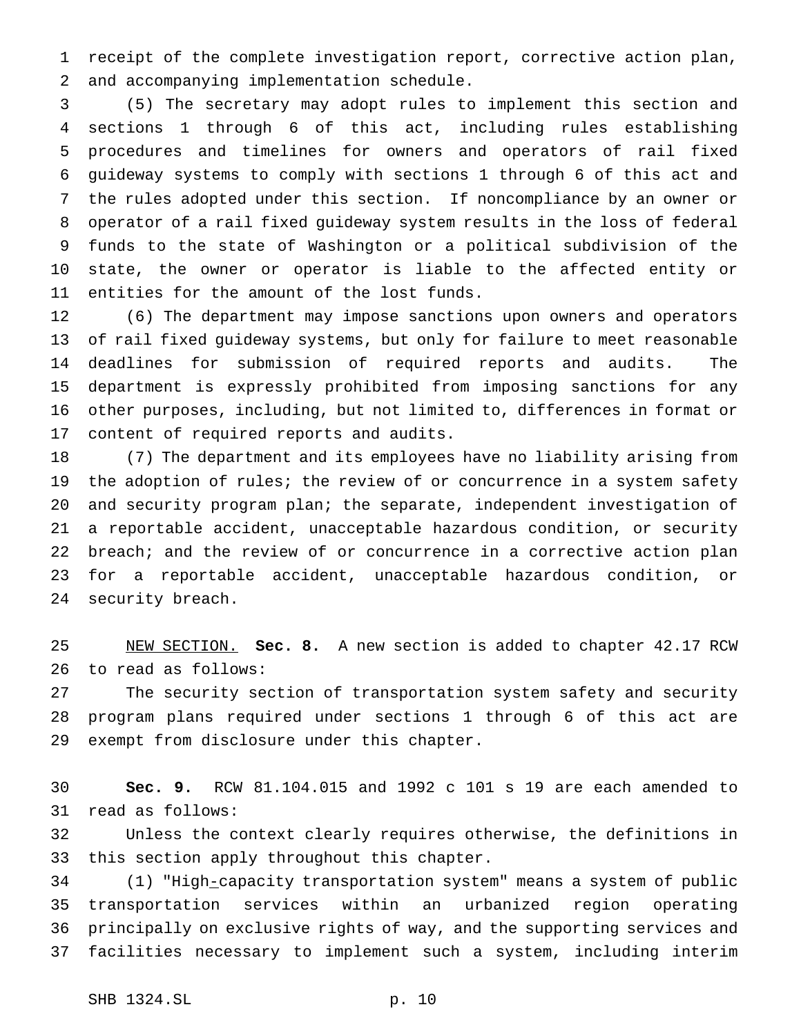receipt of the complete investigation report, corrective action plan, and accompanying implementation schedule.

(5) The secretary may adopt rules to implement this section and sections 1 through 6 of this act, including rules establishing procedures and timelines for owners and operators of rail fixed guideway systems to comply with sections 1 through 6 of this act and the rules adopted under this section. If noncompliance by an owner or operator of a rail fixed guideway system results in the loss of federal funds to the state of Washington or a political subdivision of the state, the owner or operator is liable to the affected entity or entities for the amount of the lost funds.

(6) The department may impose sanctions upon owners and operators of rail fixed guideway systems, but only for failure to meet reasonable deadlines for submission of required reports and audits. The department is expressly prohibited from imposing sanctions for any other purposes, including, but not limited to, differences in format or content of required reports and audits.

(7) The department and its employees have no liability arising from the adoption of rules; the review of or concurrence in a system safety and security program plan; the separate, independent investigation of a reportable accident, unacceptable hazardous condition, or security breach; and the review of or concurrence in a corrective action plan for a reportable accident, unacceptable hazardous condition, or security breach.

NEW SECTION. **Sec. 8.** A new section is added to chapter 42.17 RCW to read as follows:

The security section of transportation system safety and security program plans required under sections 1 through 6 of this act are exempt from disclosure under this chapter.

**Sec. 9.** RCW 81.104.015 and 1992 c 101 s 19 are each amended to read as follows:

Unless the context clearly requires otherwise, the definitions in this section apply throughout this chapter.

(1) "High-capacity transportation system" means a system of public transportation services within an urbanized region operating principally on exclusive rights of way, and the supporting services and facilities necessary to implement such a system, including interim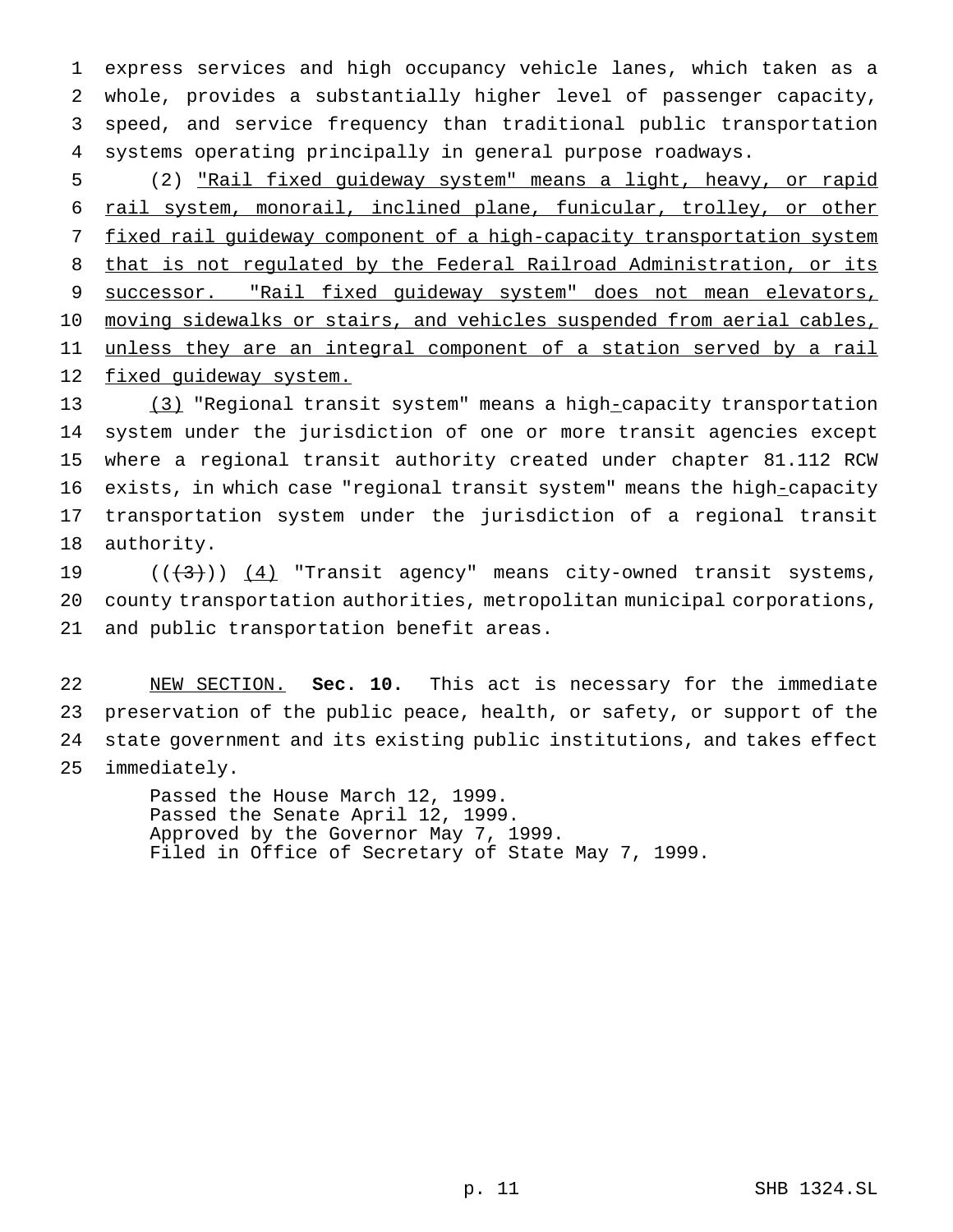express services and high occupancy vehicle lanes, which taken as a whole, provides a substantially higher level of passenger capacity, speed, and service frequency than traditional public transportation systems operating principally in general purpose roadways.

(2) "Rail fixed guideway system" means a light, heavy, or rapid rail system, monorail, inclined plane, funicular, trolley, or other fixed rail guideway component of a high-capacity transportation system that is not regulated by the Federal Railroad Administration, or its successor. "Rail fixed guideway system" does not mean elevators, moving sidewalks or stairs, and vehicles suspended from aerial cables, unless they are an integral component of a station served by a rail fixed guideway system.

(3) "Regional transit system" means a high-capacity transportation system under the jurisdiction of one or more transit agencies except where a regional transit authority created under chapter 81.112 RCW exists, in which case "regional transit system" means the high-capacity transportation system under the jurisdiction of a regional transit authority.

(((3))) (4) "Transit agency" means city-owned transit systems, county transportation authorities, metropolitan municipal corporations, and public transportation benefit areas.

NEW SECTION. **Sec. 10.** This act is necessary for the immediate preservation of the public peace, health, or safety, or support of the state government and its existing public institutions, and takes effect immediately.

Passed the House March 12, 1999.
Passed the Senate April 12, 1999.
Approved by the Governor May 7, 1999.
Filed in Office of Secretary of State May 7, 1999.